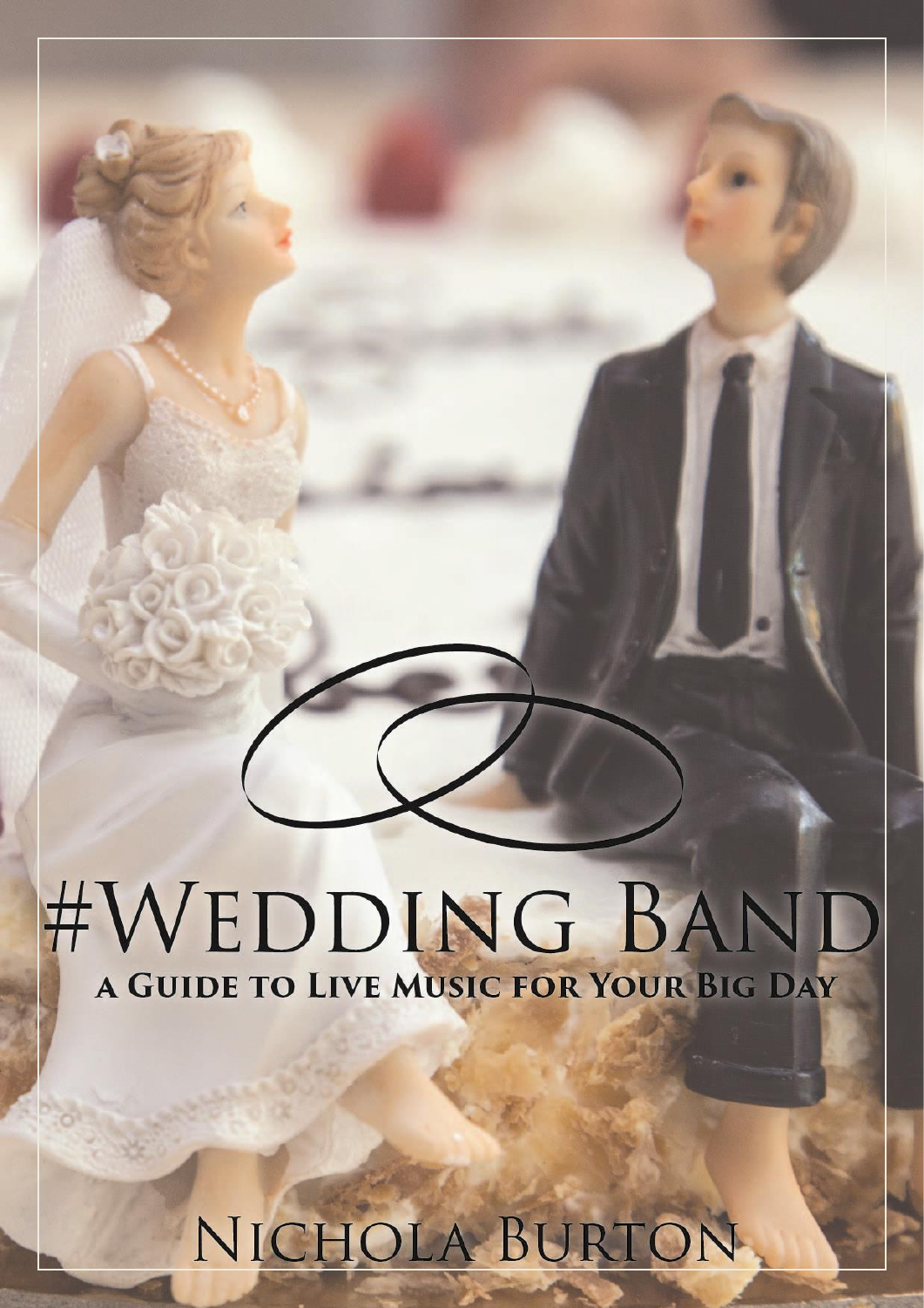# #Wedding Band

## A Guide to Live Music for Your Big Day

Nichola Burton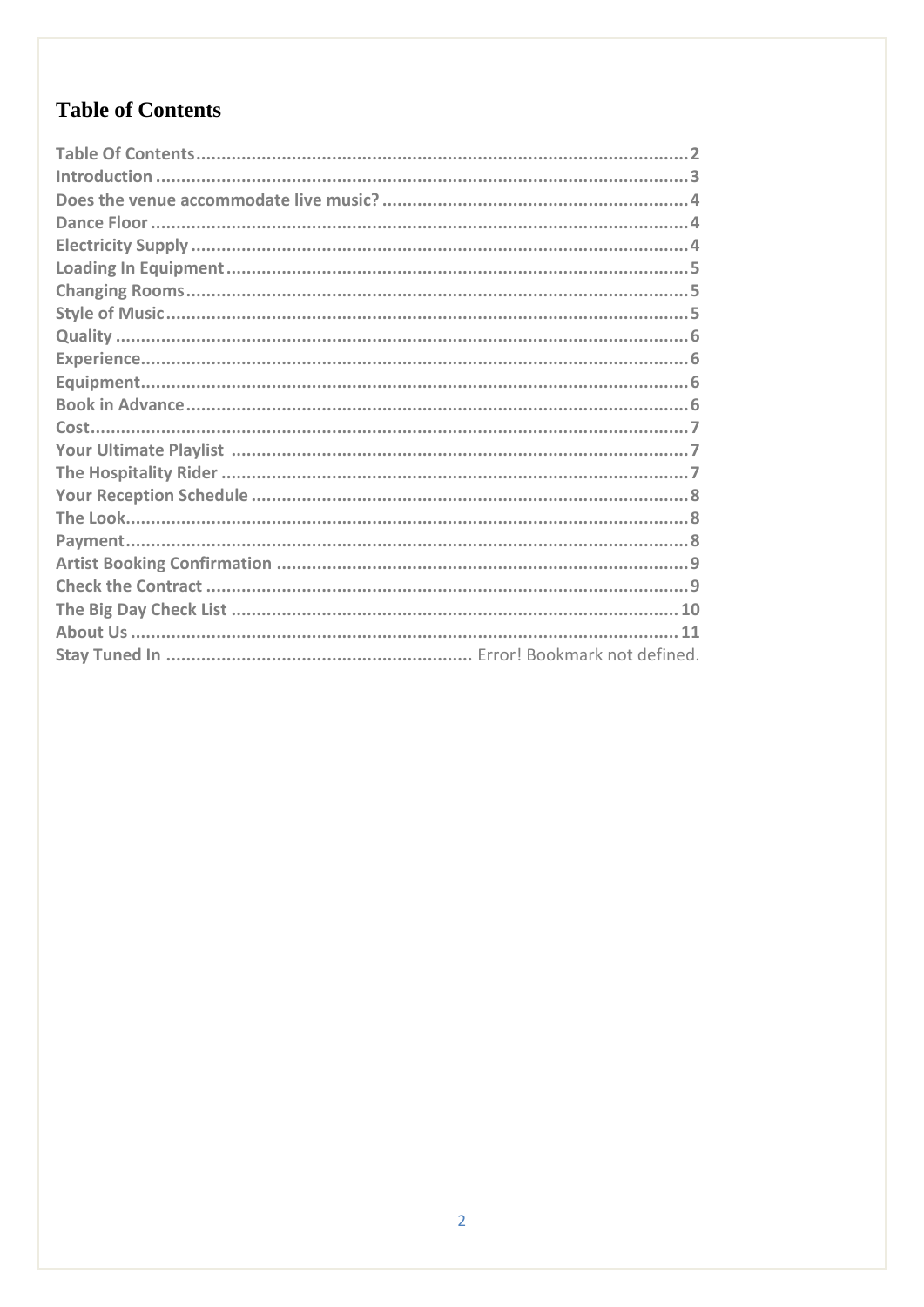# Table of Contents

Table Of Contents .......... 2
Introduction .......... 3
Does the venue accommodate live music? .......... 4
Dance Floor .......... 4
Electricity Supply .......... 4
Loading In Equipment .......... 5
Changing Rooms .......... 5
Style of Music .......... 5
Quality .......... 6
Experience .......... 6
Equipment .......... 6
Book in Advance .......... 6
Cost .......... 7
Your Ultimate Playlist .......... 7
The Hospitality Rider .......... 7
Your Reception Schedule .......... 8
The Look .......... 8
Payment .......... 8
Artist Booking Confirmation .......... 9
Check the Contract .......... 9
The Big Day Check List .......... 10
About Us .......... 11
Stay Tuned In .......... Error! Bookmark not defined.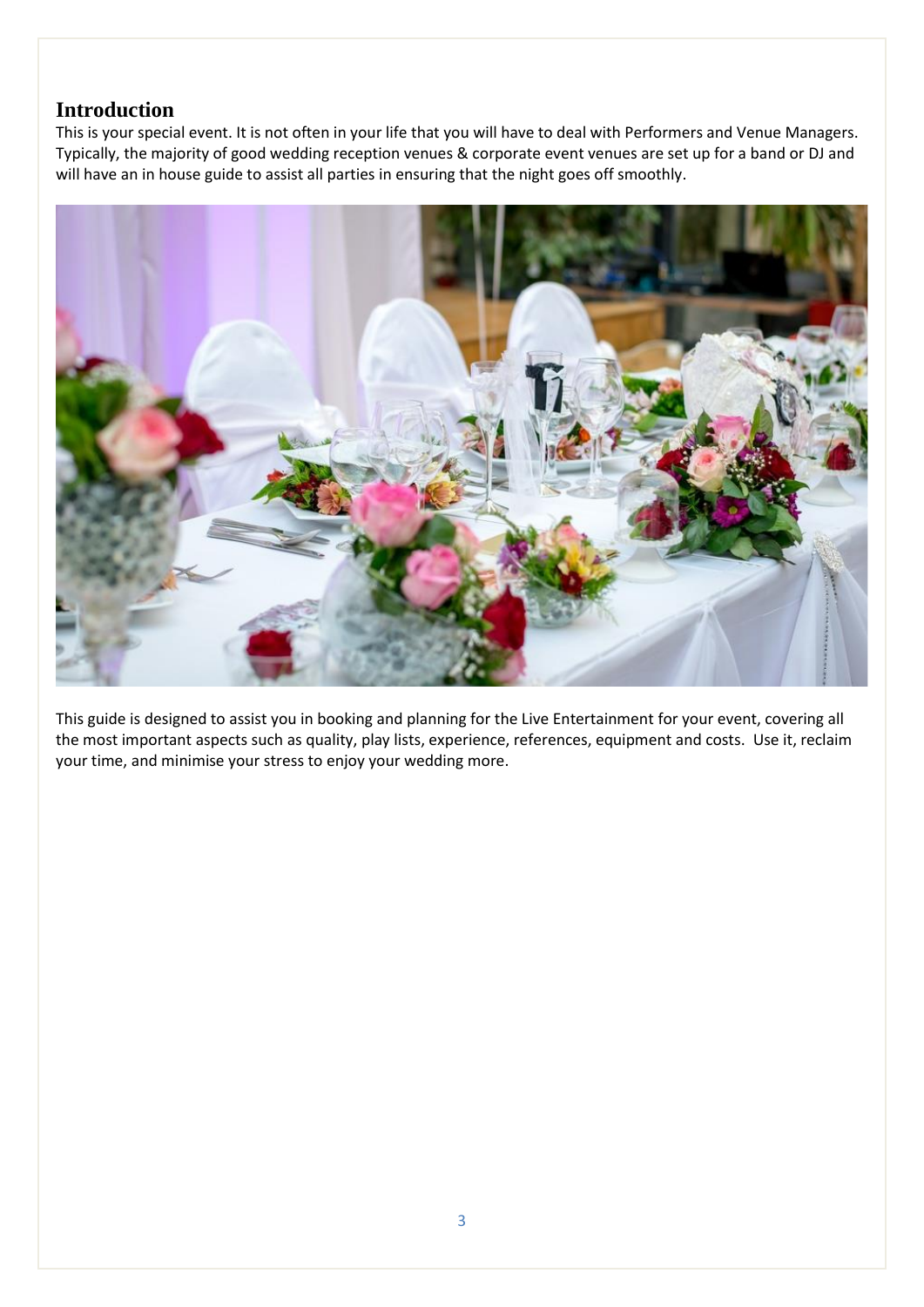## Introduction

This is your special event. It is not often in your life that you will have to deal with Performers and Venue Managers. Typically, the majority of good wedding reception venues & corporate event venues are set up for a band or DJ and will have an in house guide to assist all parties in ensuring that the night goes off smoothly.

This guide is designed to assist you in booking and planning for the Live Entertainment for your event, covering all the most important aspects such as quality, play lists, experience, references, equipment and costs. Use it, reclaim your time, and minimise your stress to enjoy your wedding more.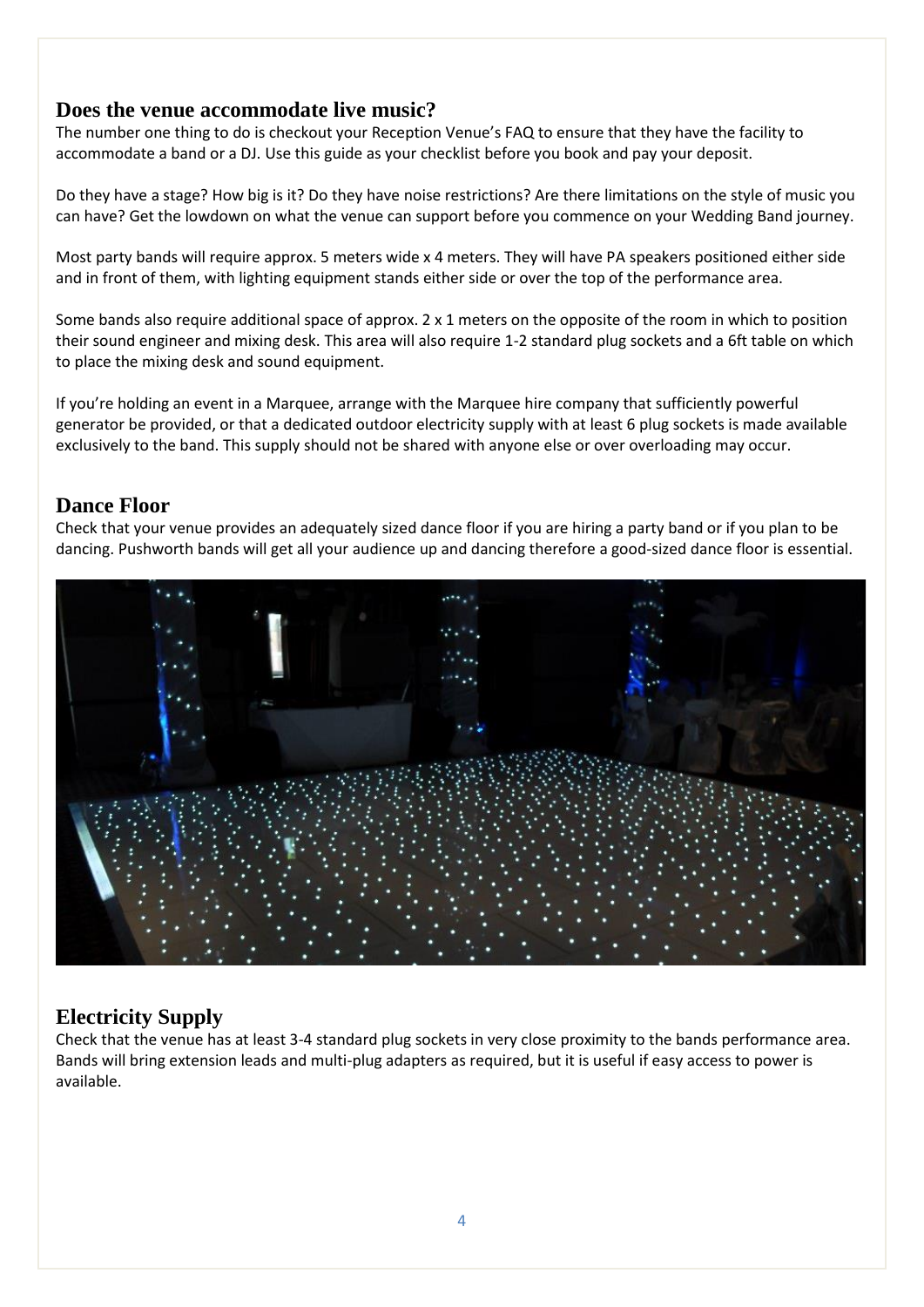## Does the venue accommodate live music?

The number one thing to do is checkout your Reception Venue's FAQ to ensure that they have the facility to accommodate a band or a DJ. Use this guide as your checklist before you book and pay your deposit.

Do they have a stage? How big is it? Do they have noise restrictions? Are there limitations on the style of music you can have? Get the lowdown on what the venue can support before you commence on your Wedding Band journey.

Most party bands will require approx. 5 meters wide x 4 meters. They will have PA speakers positioned either side and in front of them, with lighting equipment stands either side or over the top of the performance area.

Some bands also require additional space of approx. 2 x 1 meters on the opposite of the room in which to position their sound engineer and mixing desk. This area will also require 1-2 standard plug sockets and a 6ft table on which to place the mixing desk and sound equipment.

If you're holding an event in a Marquee, arrange with the Marquee hire company that sufficiently powerful generator be provided, or that a dedicated outdoor electricity supply with at least 6 plug sockets is made available exclusively to the band. This supply should not be shared with anyone else or over overloading may occur.

## Dance Floor

Check that your venue provides an adequately sized dance floor if you are hiring a party band or if you plan to be dancing. Pushworth bands will get all your audience up and dancing therefore a good-sized dance floor is essential.

## Electricity Supply

Check that the venue has at least 3-4 standard plug sockets in very close proximity to the bands performance area. Bands will bring extension leads and multi-plug adapters as required, but it is useful if easy access to power is available.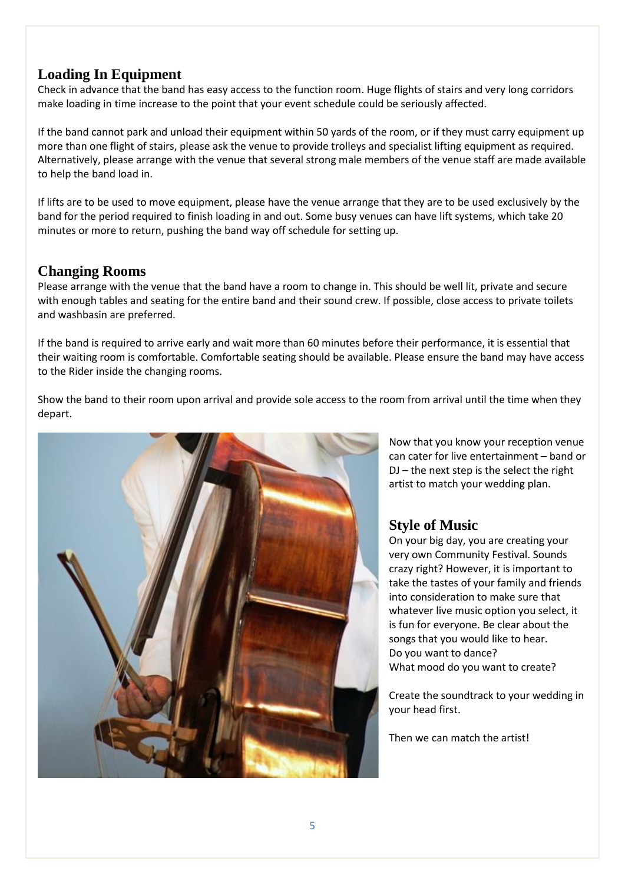## Loading In Equipment

Check in advance that the band has easy access to the function room. Huge flights of stairs and very long corridors make loading in time increase to the point that your event schedule could be seriously affected.

If the band cannot park and unload their equipment within 50 yards of the room, or if they must carry equipment up more than one flight of stairs, please ask the venue to provide trolleys and specialist lifting equipment as required. Alternatively, please arrange with the venue that several strong male members of the venue staff are made available to help the band load in.

If lifts are to be used to move equipment, please have the venue arrange that they are to be used exclusively by the band for the period required to finish loading in and out. Some busy venues can have lift systems, which take 20 minutes or more to return, pushing the band way off schedule for setting up.

## Changing Rooms

Please arrange with the venue that the band have a room to change in. This should be well lit, private and secure with enough tables and seating for the entire band and their sound crew. If possible, close access to private toilets and washbasin are preferred.

If the band is required to arrive early and wait more than 60 minutes before their performance, it is essential that their waiting room is comfortable. Comfortable seating should be available. Please ensure the band may have access to the Rider inside the changing rooms.

Show the band to their room upon arrival and provide sole access to the room from arrival until the time when they depart.

Now that you know your reception venue can cater for live entertainment – band or DJ – the next step is the select the right artist to match your wedding plan.

## Style of Music

On your big day, you are creating your very own Community Festival. Sounds crazy right? However, it is important to take the tastes of your family and friends into consideration to make sure that whatever live music option you select, it is fun for everyone. Be clear about the songs that you would like to hear.
Do you want to dance?
What mood do you want to create?

Create the soundtrack to your wedding in your head first.

Then we can match the artist!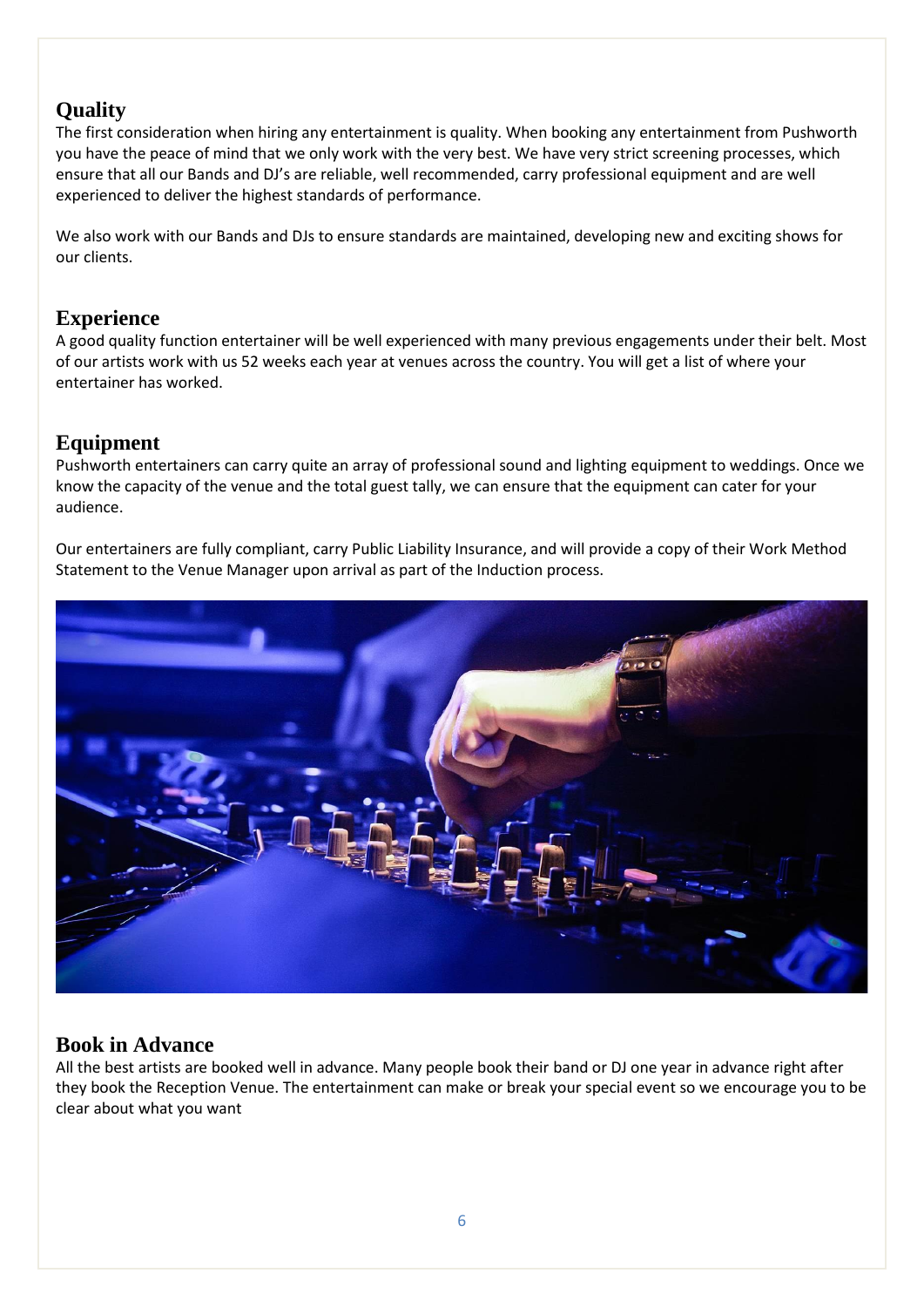## Quality

The first consideration when hiring any entertainment is quality. When booking any entertainment from Pushworth you have the peace of mind that we only work with the very best. We have very strict screening processes, which ensure that all our Bands and DJ's are reliable, well recommended, carry professional equipment and are well experienced to deliver the highest standards of performance.

We also work with our Bands and DJs to ensure standards are maintained, developing new and exciting shows for our clients.

## Experience

A good quality function entertainer will be well experienced with many previous engagements under their belt. Most of our artists work with us 52 weeks each year at venues across the country. You will get a list of where your entertainer has worked.

## Equipment

Pushworth entertainers can carry quite an array of professional sound and lighting equipment to weddings. Once we know the capacity of the venue and the total guest tally, we can ensure that the equipment can cater for your audience.

Our entertainers are fully compliant, carry Public Liability Insurance, and will provide a copy of their Work Method Statement to the Venue Manager upon arrival as part of the Induction process.

## Book in Advance

All the best artists are booked well in advance. Many people book their band or DJ one year in advance right after they book the Reception Venue. The entertainment can make or break your special event so we encourage you to be clear about what you want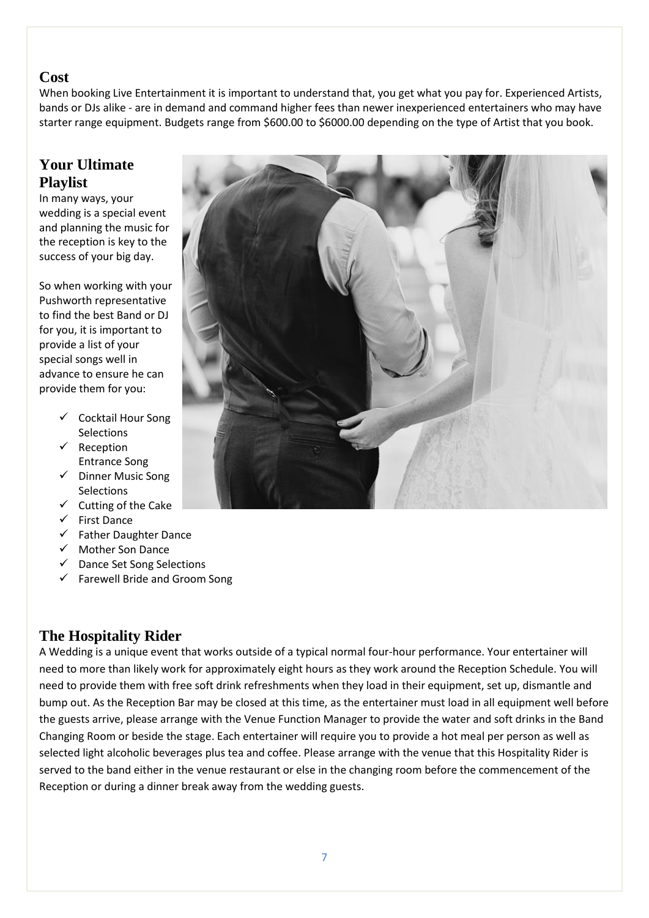## Cost

When booking Live Entertainment it is important to understand that, you get what you pay for. Experienced Artists, bands or DJs alike - are in demand and command higher fees than newer inexperienced entertainers who may have starter range equipment. Budgets range from $600.00 to $6000.00 depending on the type of Artist that you book.

## Your Ultimate Playlist

In many ways, your wedding is a special event and planning the music for the reception is key to the success of your big day.

So when working with your Pushworth representative to find the best Band or DJ for you, it is important to provide a list of your special songs well in advance to ensure he can provide them for you:

- ✓ Cocktail Hour Song Selections
- ✓ Reception Entrance Song
- ✓ Dinner Music Song Selections
- ✓ Cutting of the Cake
- ✓ First Dance
- ✓ Father Daughter Dance
- ✓ Mother Son Dance
- ✓ Dance Set Song Selections
- ✓ Farewell Bride and Groom Song

## The Hospitality Rider

A Wedding is a unique event that works outside of a typical normal four-hour performance. Your entertainer will need to more than likely work for approximately eight hours as they work around the Reception Schedule. You will need to provide them with free soft drink refreshments when they load in their equipment, set up, dismantle and bump out. As the Reception Bar may be closed at this time, as the entertainer must load in all equipment well before the guests arrive, please arrange with the Venue Function Manager to provide the water and soft drinks in the Band Changing Room or beside the stage. Each entertainer will require you to provide a hot meal per person as well as selected light alcoholic beverages plus tea and coffee. Please arrange with the venue that this Hospitality Rider is served to the band either in the venue restaurant or else in the changing room before the commencement of the Reception or during a dinner break away from the wedding guests.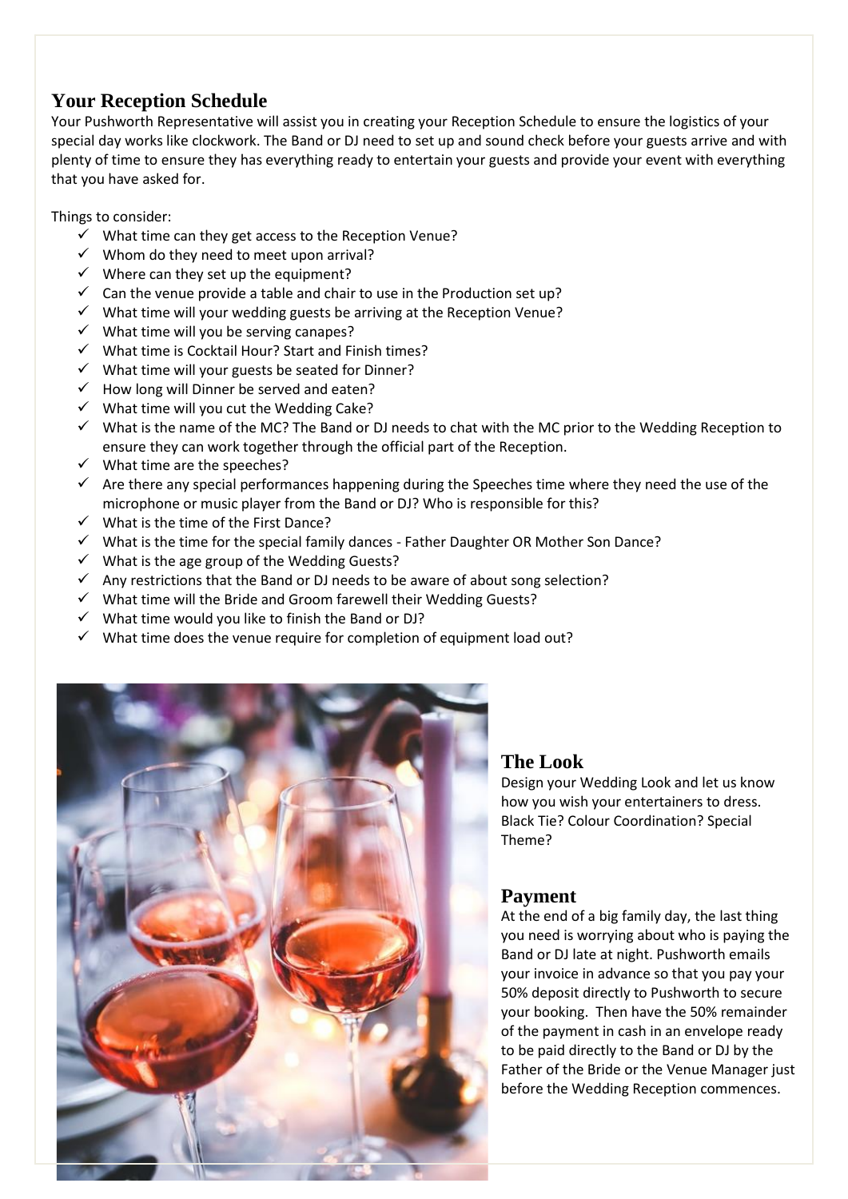## Your Reception Schedule

Your Pushworth Representative will assist you in creating your Reception Schedule to ensure the logistics of your special day works like clockwork. The Band or DJ need to set up and sound check before your guests arrive and with plenty of time to ensure they has everything ready to entertain your guests and provide your event with everything that you have asked for.

Things to consider:

- ✓ What time can they get access to the Reception Venue?
- ✓ Whom do they need to meet upon arrival?
- ✓ Where can they set up the equipment?
- ✓ Can the venue provide a table and chair to use in the Production set up?
- ✓ What time will your wedding guests be arriving at the Reception Venue?
- ✓ What time will you be serving canapes?
- ✓ What time is Cocktail Hour? Start and Finish times?
- ✓ What time will your guests be seated for Dinner?
- ✓ How long will Dinner be served and eaten?
- ✓ What time will you cut the Wedding Cake?
- ✓ What is the name of the MC? The Band or DJ needs to chat with the MC prior to the Wedding Reception to ensure they can work together through the official part of the Reception.
- ✓ What time are the speeches?
- ✓ Are there any special performances happening during the Speeches time where they need the use of the microphone or music player from the Band or DJ? Who is responsible for this?
- ✓ What is the time of the First Dance?
- ✓ What is the time for the special family dances - Father Daughter OR Mother Son Dance?
- ✓ What is the age group of the Wedding Guests?
- ✓ Any restrictions that the Band or DJ needs to be aware of about song selection?
- ✓ What time will the Bride and Groom farewell their Wedding Guests?
- ✓ What time would you like to finish the Band or DJ?
- ✓ What time does the venue require for completion of equipment load out?

## The Look

Design your Wedding Look and let us know how you wish your entertainers to dress. Black Tie? Colour Coordination? Special Theme?

## Payment

At the end of a big family day, the last thing you need is worrying about who is paying the Band or DJ late at night. Pushworth emails your invoice in advance so that you pay your 50% deposit directly to Pushworth to secure your booking. Then have the 50% remainder of the payment in cash in an envelope ready to be paid directly to the Band or DJ by the Father of the Bride or the Venue Manager just before the Wedding Reception commences.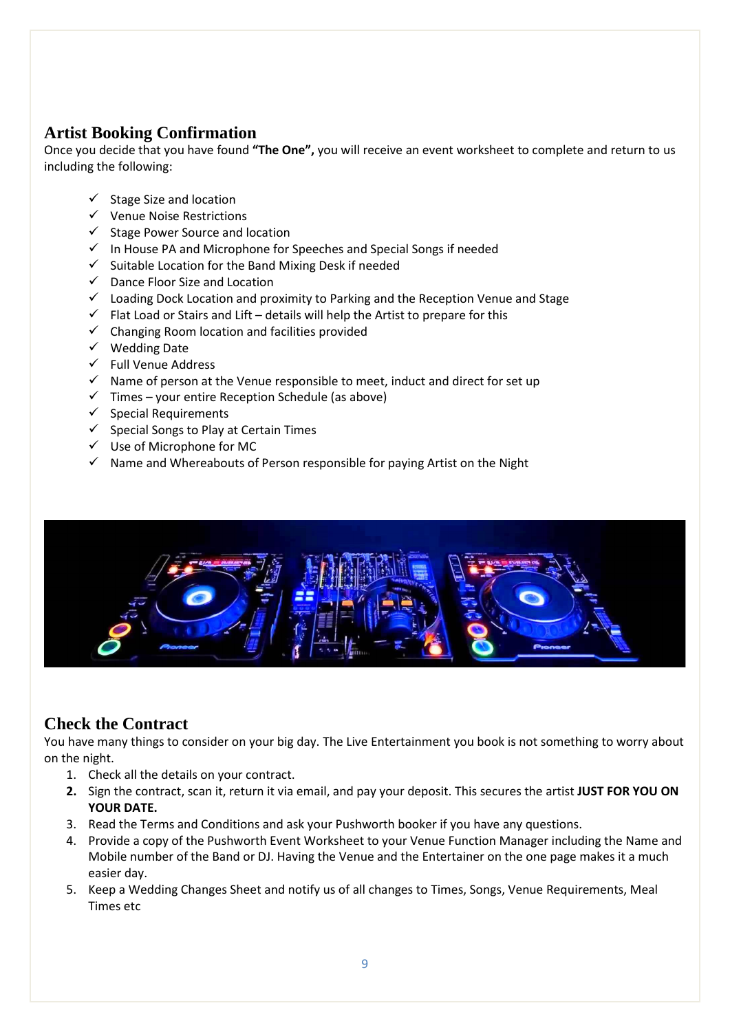## Artist Booking Confirmation

Once you decide that you have found **"The One",** you will receive an event worksheet to complete and return to us including the following:

- ✓ Stage Size and location
- ✓ Venue Noise Restrictions
- ✓ Stage Power Source and location
- ✓ In House PA and Microphone for Speeches and Special Songs if needed
- ✓ Suitable Location for the Band Mixing Desk if needed
- ✓ Dance Floor Size and Location
- ✓ Loading Dock Location and proximity to Parking and the Reception Venue and Stage
- ✓ Flat Load or Stairs and Lift – details will help the Artist to prepare for this
- ✓ Changing Room location and facilities provided
- ✓ Wedding Date
- ✓ Full Venue Address
- ✓ Name of person at the Venue responsible to meet, induct and direct for set up
- ✓ Times – your entire Reception Schedule (as above)
- ✓ Special Requirements
- ✓ Special Songs to Play at Certain Times
- ✓ Use of Microphone for MC
- ✓ Name and Whereabouts of Person responsible for paying Artist on the Night

## Check the Contract

You have many things to consider on your big day. The Live Entertainment you book is not something to worry about on the night.

1. Check all the details on your contract.
2. Sign the contract, scan it, return it via email, and pay your deposit. This secures the artist **JUST FOR YOU ON YOUR DATE.**
3. Read the Terms and Conditions and ask your Pushworth booker if you have any questions.
4. Provide a copy of the Pushworth Event Worksheet to your Venue Function Manager including the Name and Mobile number of the Band or DJ. Having the Venue and the Entertainer on the one page makes it a much easier day.
5. Keep a Wedding Changes Sheet and notify us of all changes to Times, Songs, Venue Requirements, Meal Times etc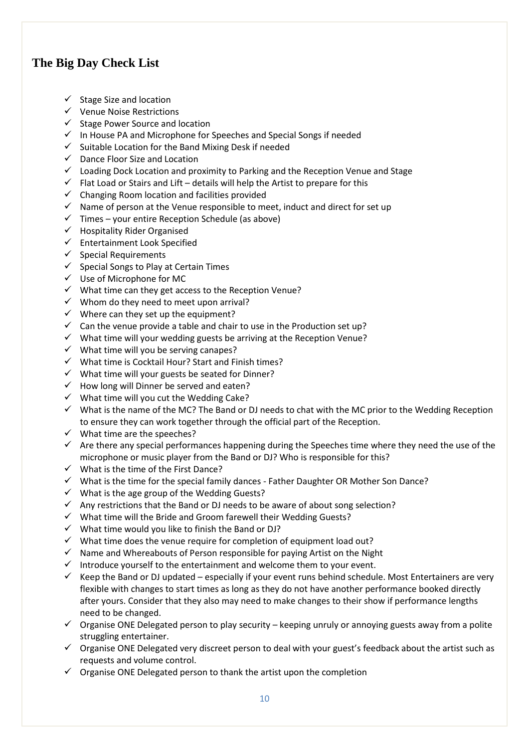## The Big Day Check List

- ✓ Stage Size and location
- ✓ Venue Noise Restrictions
- ✓ Stage Power Source and location
- ✓ In House PA and Microphone for Speeches and Special Songs if needed
- ✓ Suitable Location for the Band Mixing Desk if needed
- ✓ Dance Floor Size and Location
- ✓ Loading Dock Location and proximity to Parking and the Reception Venue and Stage
- ✓ Flat Load or Stairs and Lift – details will help the Artist to prepare for this
- ✓ Changing Room location and facilities provided
- ✓ Name of person at the Venue responsible to meet, induct and direct for set up
- ✓ Times – your entire Reception Schedule (as above)
- ✓ Hospitality Rider Organised
- ✓ Entertainment Look Specified
- ✓ Special Requirements
- ✓ Special Songs to Play at Certain Times
- ✓ Use of Microphone for MC
- ✓ What time can they get access to the Reception Venue?
- ✓ Whom do they need to meet upon arrival?
- ✓ Where can they set up the equipment?
- ✓ Can the venue provide a table and chair to use in the Production set up?
- ✓ What time will your wedding guests be arriving at the Reception Venue?
- ✓ What time will you be serving canapes?
- ✓ What time is Cocktail Hour? Start and Finish times?
- ✓ What time will your guests be seated for Dinner?
- ✓ How long will Dinner be served and eaten?
- ✓ What time will you cut the Wedding Cake?
- ✓ What is the name of the MC? The Band or DJ needs to chat with the MC prior to the Wedding Reception to ensure they can work together through the official part of the Reception.
- ✓ What time are the speeches?
- ✓ Are there any special performances happening during the Speeches time where they need the use of the microphone or music player from the Band or DJ? Who is responsible for this?
- ✓ What is the time of the First Dance?
- ✓ What is the time for the special family dances - Father Daughter OR Mother Son Dance?
- ✓ What is the age group of the Wedding Guests?
- ✓ Any restrictions that the Band or DJ needs to be aware of about song selection?
- ✓ What time will the Bride and Groom farewell their Wedding Guests?
- ✓ What time would you like to finish the Band or DJ?
- ✓ What time does the venue require for completion of equipment load out?
- ✓ Name and Whereabouts of Person responsible for paying Artist on the Night
- ✓ Introduce yourself to the entertainment and welcome them to your event.
- ✓ Keep the Band or DJ updated – especially if your event runs behind schedule. Most Entertainers are very flexible with changes to start times as long as they do not have another performance booked directly after yours. Consider that they also may need to make changes to their show if performance lengths need to be changed.
- ✓ Organise ONE Delegated person to play security – keeping unruly or annoying guests away from a polite struggling entertainer.
- ✓ Organise ONE Delegated very discreet person to deal with your guest's feedback about the artist such as requests and volume control.
- ✓ Organise ONE Delegated person to thank the artist upon the completion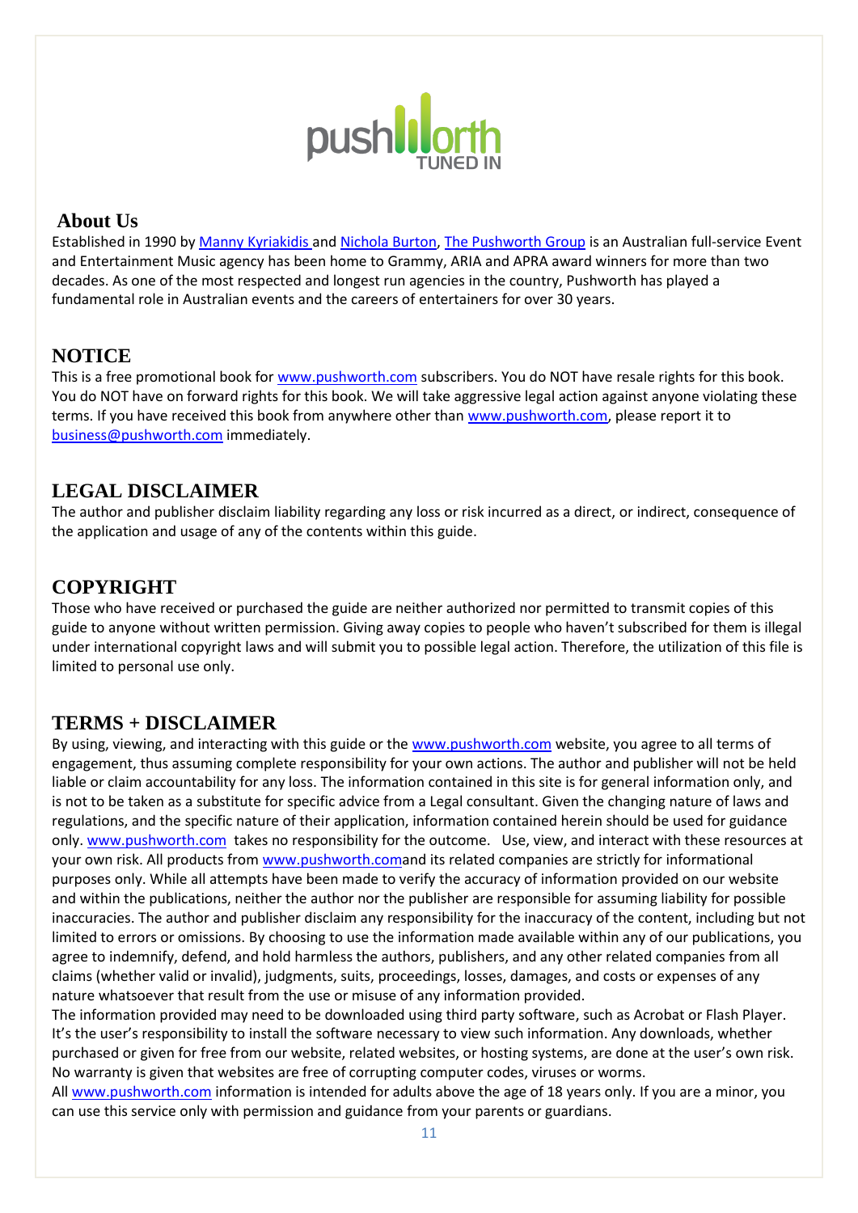## About Us

Established in 1990 by Manny Kyriakidis and Nichola Burton, The Pushworth Group is an Australian full-service Event and Entertainment Music agency has been home to Grammy, ARIA and APRA award winners for more than two decades. As one of the most respected and longest run agencies in the country, Pushworth has played a fundamental role in Australian events and the careers of entertainers for over 30 years.

## NOTICE

This is a free promotional book for www.pushworth.com subscribers. You do NOT have resale rights for this book. You do NOT have on forward rights for this book. We will take aggressive legal action against anyone violating these terms. If you have received this book from anywhere other than www.pushworth.com, please report it to business@pushworth.com immediately.

## LEGAL DISCLAIMER

The author and publisher disclaim liability regarding any loss or risk incurred as a direct, or indirect, consequence of the application and usage of any of the contents within this guide.

## COPYRIGHT

Those who have received or purchased the guide are neither authorized nor permitted to transmit copies of this guide to anyone without written permission. Giving away copies to people who haven't subscribed for them is illegal under international copyright laws and will submit you to possible legal action. Therefore, the utilization of this file is limited to personal use only.

## TERMS + DISCLAIMER

By using, viewing, and interacting with this guide or the www.pushworth.com website, you agree to all terms of engagement, thus assuming complete responsibility for your own actions. The author and publisher will not be held liable or claim accountability for any loss. The information contained in this site is for general information only, and is not to be taken as a substitute for specific advice from a Legal consultant. Given the changing nature of laws and regulations, and the specific nature of their application, information contained herein should be used for guidance only. www.pushworth.com takes no responsibility for the outcome. Use, view, and interact with these resources at your own risk. All products from www.pushworth.comand its related companies are strictly for informational purposes only. While all attempts have been made to verify the accuracy of information provided on our website and within the publications, neither the author nor the publisher are responsible for assuming liability for possible inaccuracies. The author and publisher disclaim any responsibility for the inaccuracy of the content, including but not limited to errors or omissions. By choosing to use the information made available within any of our publications, you agree to indemnify, defend, and hold harmless the authors, publishers, and any other related companies from all claims (whether valid or invalid), judgments, suits, proceedings, losses, damages, and costs or expenses of any nature whatsoever that result from the use or misuse of any information provided.
The information provided may need to be downloaded using third party software, such as Acrobat or Flash Player. It's the user's responsibility to install the software necessary to view such information. Any downloads, whether purchased or given for free from our website, related websites, or hosting systems, are done at the user's own risk. No warranty is given that websites are free of corrupting computer codes, viruses or worms.
All www.pushworth.com information is intended for adults above the age of 18 years only. If you are a minor, you can use this service only with permission and guidance from your parents or guardians.